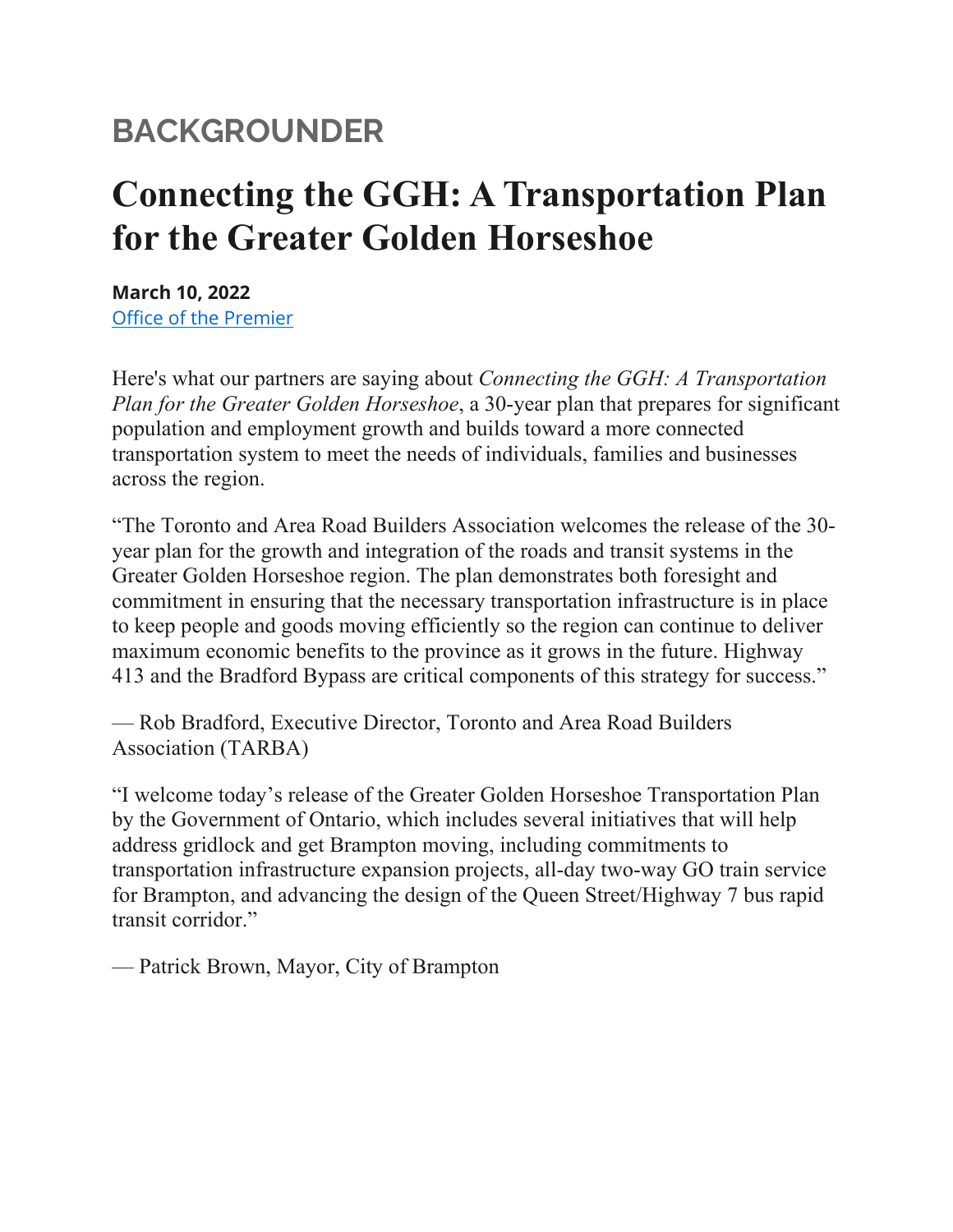## BACKGROUNDER

# Connecting the GGH: A Transportation Plan for the Greater Golden Horseshoe

**March 10, 2022**
Office of the Premier

Here's what our partners are saying about *Connecting the GGH: A Transportation Plan for the Greater Golden Horseshoe*, a 30-year plan that prepares for significant population and employment growth and builds toward a more connected transportation system to meet the needs of individuals, families and businesses across the region.

"The Toronto and Area Road Builders Association welcomes the release of the 30-year plan for the growth and integration of the roads and transit systems in the Greater Golden Horseshoe region. The plan demonstrates both foresight and commitment in ensuring that the necessary transportation infrastructure is in place to keep people and goods moving efficiently so the region can continue to deliver maximum economic benefits to the province as it grows in the future. Highway 413 and the Bradford Bypass are critical components of this strategy for success."

— Rob Bradford, Executive Director, Toronto and Area Road Builders Association (TARBA)

"I welcome today's release of the Greater Golden Horseshoe Transportation Plan by the Government of Ontario, which includes several initiatives that will help address gridlock and get Brampton moving, including commitments to transportation infrastructure expansion projects, all-day two-way GO train service for Brampton, and advancing the design of the Queen Street/Highway 7 bus rapid transit corridor."

— Patrick Brown, Mayor, City of Brampton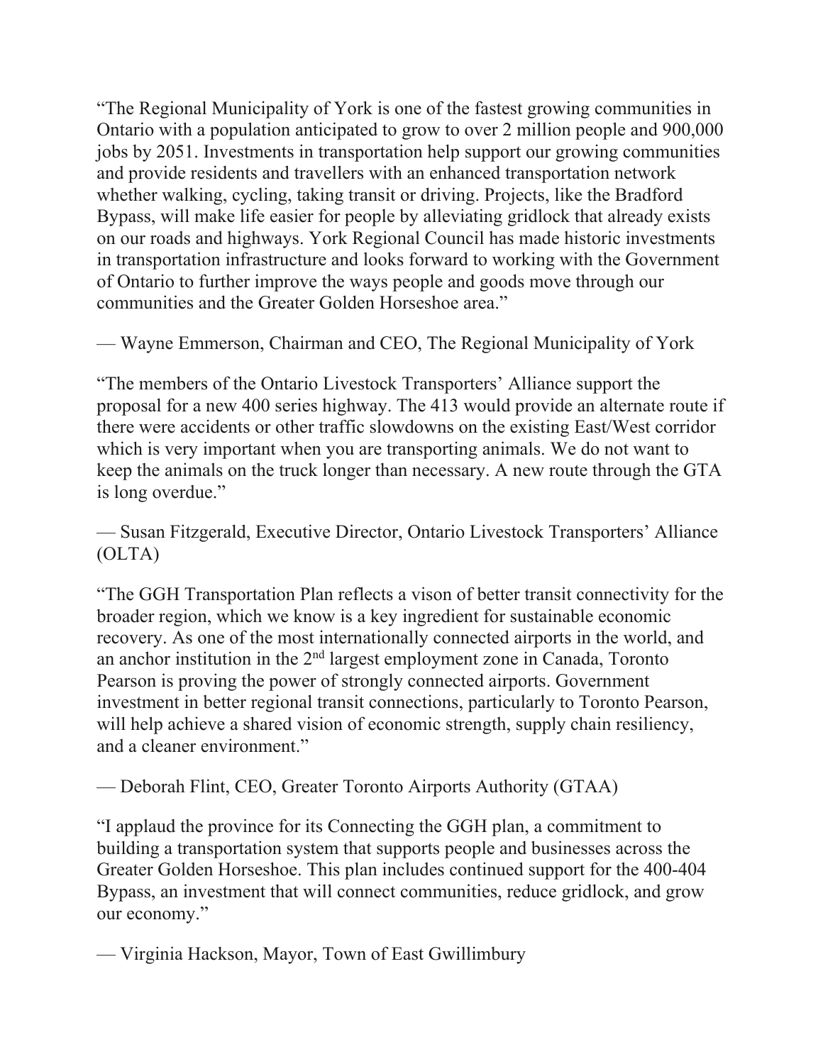"The Regional Municipality of York is one of the fastest growing communities in Ontario with a population anticipated to grow to over 2 million people and 900,000 jobs by 2051. Investments in transportation help support our growing communities and provide residents and travellers with an enhanced transportation network whether walking, cycling, taking transit or driving. Projects, like the Bradford Bypass, will make life easier for people by alleviating gridlock that already exists on our roads and highways. York Regional Council has made historic investments in transportation infrastructure and looks forward to working with the Government of Ontario to further improve the ways people and goods move through our communities and the Greater Golden Horseshoe area."

— Wayne Emmerson, Chairman and CEO, The Regional Municipality of York

"The members of the Ontario Livestock Transporters' Alliance support the proposal for a new 400 series highway. The 413 would provide an alternate route if there were accidents or other traffic slowdowns on the existing East/West corridor which is very important when you are transporting animals. We do not want to keep the animals on the truck longer than necessary. A new route through the GTA is long overdue."

— Susan Fitzgerald, Executive Director, Ontario Livestock Transporters' Alliance (OLTA)

"The GGH Transportation Plan reflects a vison of better transit connectivity for the broader region, which we know is a key ingredient for sustainable economic recovery. As one of the most internationally connected airports in the world, and an anchor institution in the 2nd largest employment zone in Canada, Toronto Pearson is proving the power of strongly connected airports. Government investment in better regional transit connections, particularly to Toronto Pearson, will help achieve a shared vision of economic strength, supply chain resiliency, and a cleaner environment."

— Deborah Flint, CEO, Greater Toronto Airports Authority (GTAA)

"I applaud the province for its Connecting the GGH plan, a commitment to building a transportation system that supports people and businesses across the Greater Golden Horseshoe. This plan includes continued support for the 400-404 Bypass, an investment that will connect communities, reduce gridlock, and grow our economy."

— Virginia Hackson, Mayor, Town of East Gwillimbury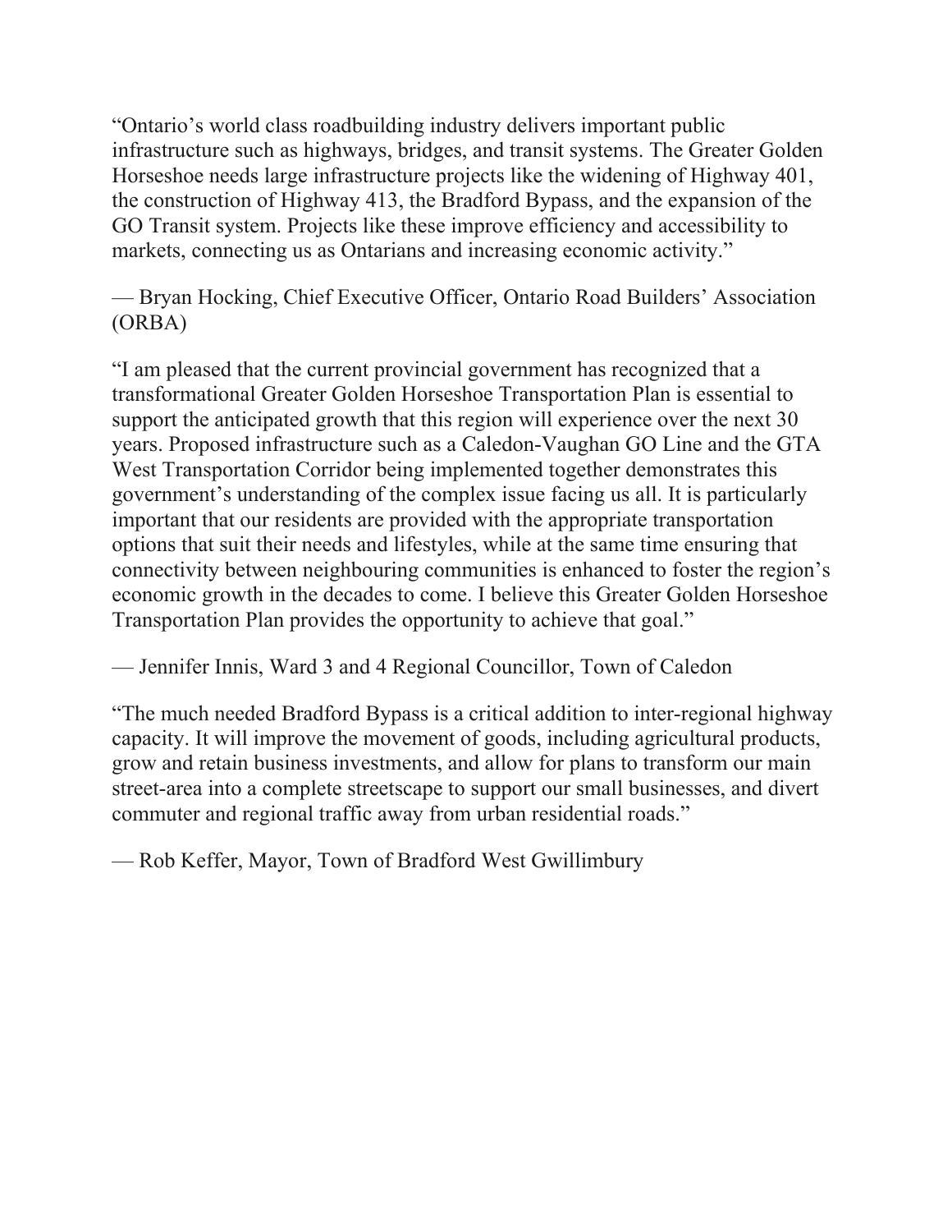"Ontario's world class roadbuilding industry delivers important public infrastructure such as highways, bridges, and transit systems. The Greater Golden Horseshoe needs large infrastructure projects like the widening of Highway 401, the construction of Highway 413, the Bradford Bypass, and the expansion of the GO Transit system. Projects like these improve efficiency and accessibility to markets, connecting us as Ontarians and increasing economic activity."

— Bryan Hocking, Chief Executive Officer, Ontario Road Builders' Association (ORBA)

"I am pleased that the current provincial government has recognized that a transformational Greater Golden Horseshoe Transportation Plan is essential to support the anticipated growth that this region will experience over the next 30 years. Proposed infrastructure such as a Caledon-Vaughan GO Line and the GTA West Transportation Corridor being implemented together demonstrates this government's understanding of the complex issue facing us all. It is particularly important that our residents are provided with the appropriate transportation options that suit their needs and lifestyles, while at the same time ensuring that connectivity between neighbouring communities is enhanced to foster the region's economic growth in the decades to come. I believe this Greater Golden Horseshoe Transportation Plan provides the opportunity to achieve that goal."

— Jennifer Innis, Ward 3 and 4 Regional Councillor, Town of Caledon

"The much needed Bradford Bypass is a critical addition to inter-regional highway capacity. It will improve the movement of goods, including agricultural products, grow and retain business investments, and allow for plans to transform our main street-area into a complete streetscape to support our small businesses, and divert commuter and regional traffic away from urban residential roads."

— Rob Keffer, Mayor, Town of Bradford West Gwillimbury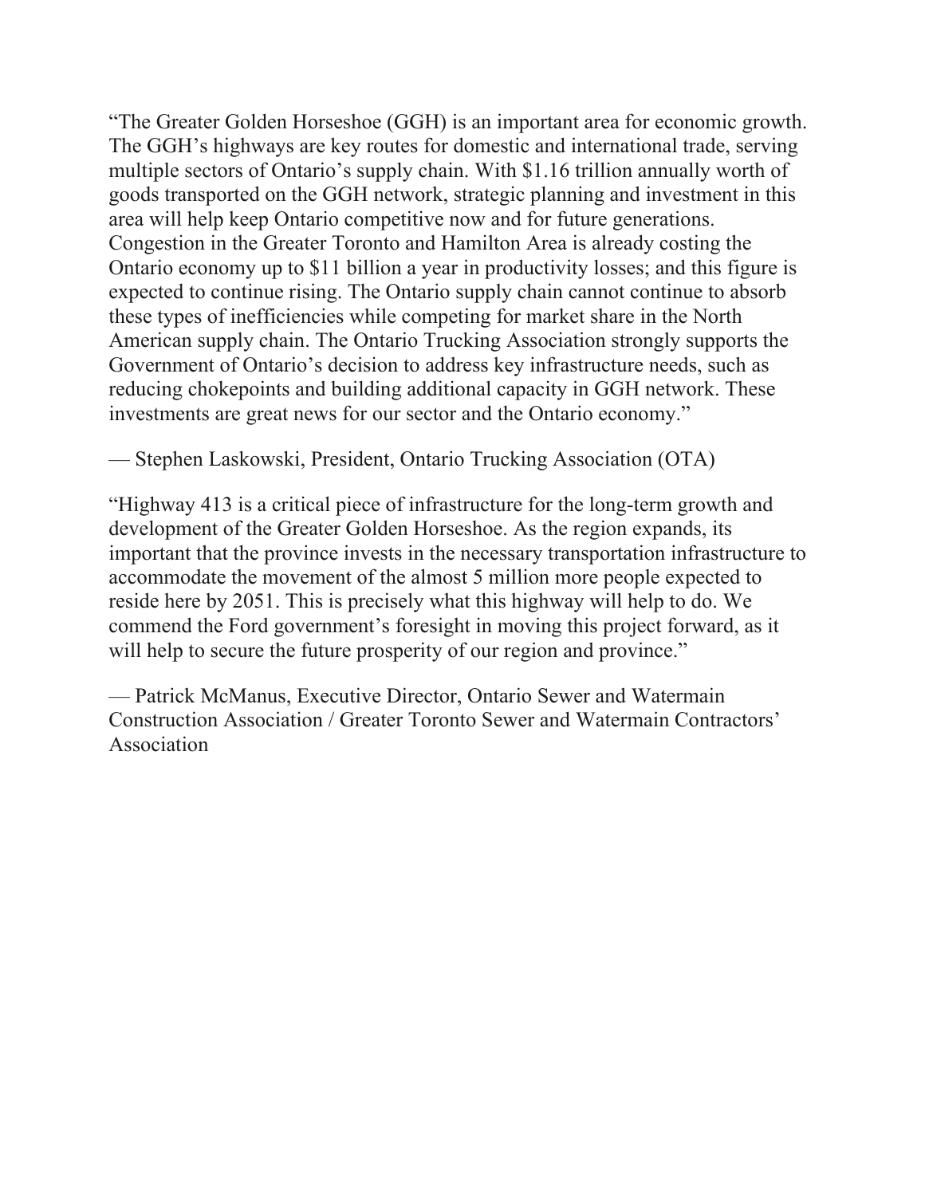"The Greater Golden Horseshoe (GGH) is an important area for economic growth. The GGH's highways are key routes for domestic and international trade, serving multiple sectors of Ontario's supply chain. With $1.16 trillion annually worth of goods transported on the GGH network, strategic planning and investment in this area will help keep Ontario competitive now and for future generations. Congestion in the Greater Toronto and Hamilton Area is already costing the Ontario economy up to $11 billion a year in productivity losses; and this figure is expected to continue rising. The Ontario supply chain cannot continue to absorb these types of inefficiencies while competing for market share in the North American supply chain. The Ontario Trucking Association strongly supports the Government of Ontario's decision to address key infrastructure needs, such as reducing chokepoints and building additional capacity in GGH network. These investments are great news for our sector and the Ontario economy."

— Stephen Laskowski, President, Ontario Trucking Association (OTA)

"Highway 413 is a critical piece of infrastructure for the long-term growth and development of the Greater Golden Horseshoe. As the region expands, its important that the province invests in the necessary transportation infrastructure to accommodate the movement of the almost 5 million more people expected to reside here by 2051. This is precisely what this highway will help to do. We commend the Ford government's foresight in moving this project forward, as it will help to secure the future prosperity of our region and province."

— Patrick McManus, Executive Director, Ontario Sewer and Watermain Construction Association / Greater Toronto Sewer and Watermain Contractors' Association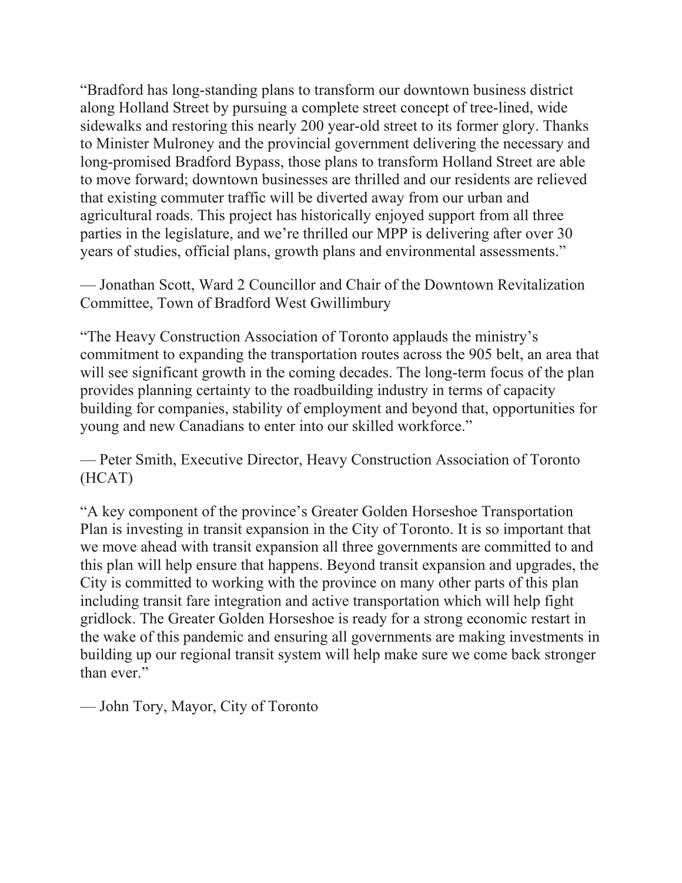"Bradford has long-standing plans to transform our downtown business district along Holland Street by pursuing a complete street concept of tree-lined, wide sidewalks and restoring this nearly 200 year-old street to its former glory. Thanks to Minister Mulroney and the provincial government delivering the necessary and long-promised Bradford Bypass, those plans to transform Holland Street are able to move forward; downtown businesses are thrilled and our residents are relieved that existing commuter traffic will be diverted away from our urban and agricultural roads. This project has historically enjoyed support from all three parties in the legislature, and we're thrilled our MPP is delivering after over 30 years of studies, official plans, growth plans and environmental assessments."

— Jonathan Scott, Ward 2 Councillor and Chair of the Downtown Revitalization Committee, Town of Bradford West Gwillimbury

"The Heavy Construction Association of Toronto applauds the ministry's commitment to expanding the transportation routes across the 905 belt, an area that will see significant growth in the coming decades. The long-term focus of the plan provides planning certainty to the roadbuilding industry in terms of capacity building for companies, stability of employment and beyond that, opportunities for young and new Canadians to enter into our skilled workforce."

— Peter Smith, Executive Director, Heavy Construction Association of Toronto (HCAT)

"A key component of the province's Greater Golden Horseshoe Transportation Plan is investing in transit expansion in the City of Toronto. It is so important that we move ahead with transit expansion all three governments are committed to and this plan will help ensure that happens. Beyond transit expansion and upgrades, the City is committed to working with the province on many other parts of this plan including transit fare integration and active transportation which will help fight gridlock. The Greater Golden Horseshoe is ready for a strong economic restart in the wake of this pandemic and ensuring all governments are making investments in building up our regional transit system will help make sure we come back stronger than ever."

— John Tory, Mayor, City of Toronto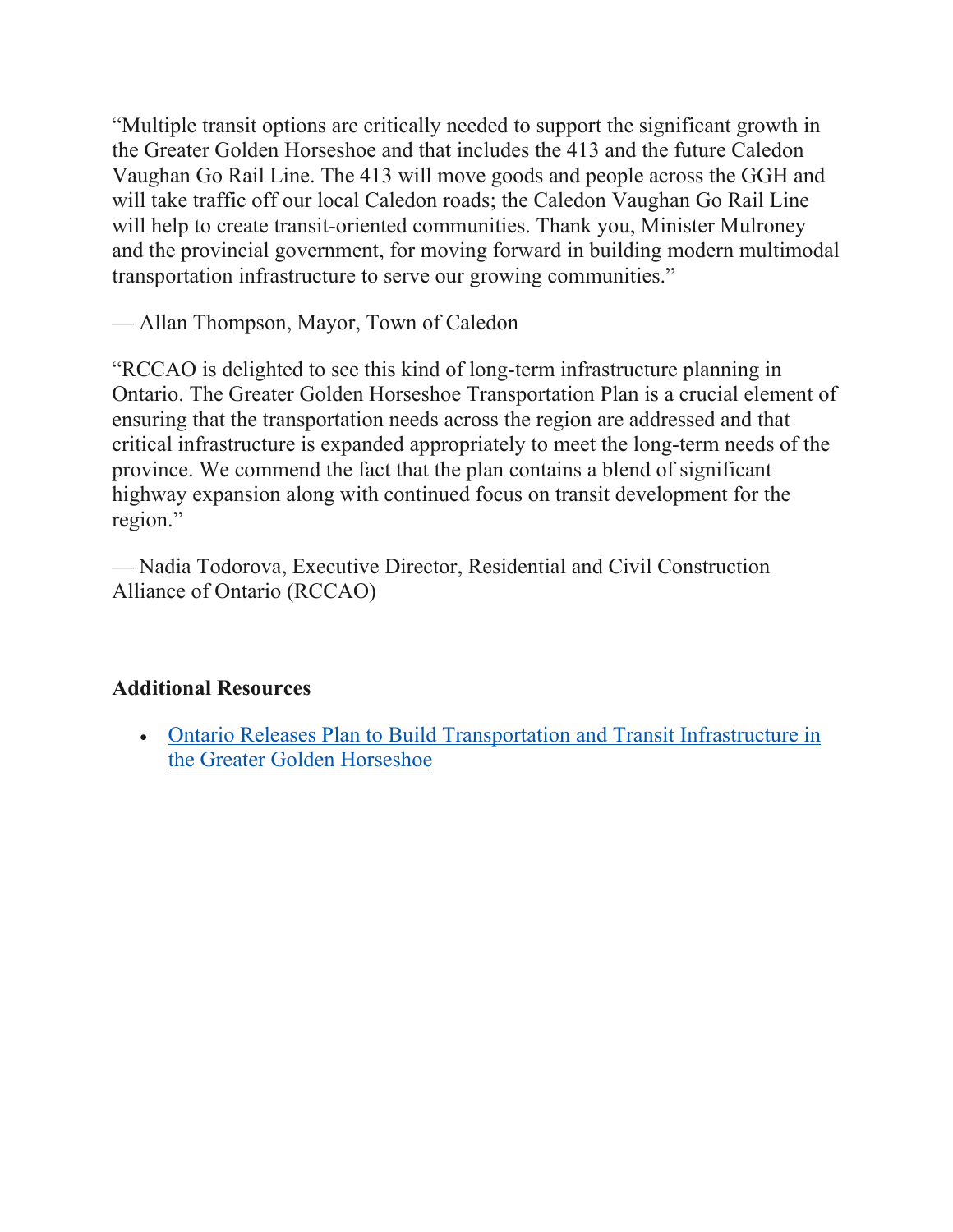"Multiple transit options are critically needed to support the significant growth in the Greater Golden Horseshoe and that includes the 413 and the future Caledon Vaughan Go Rail Line. The 413 will move goods and people across the GGH and will take traffic off our local Caledon roads; the Caledon Vaughan Go Rail Line will help to create transit-oriented communities. Thank you, Minister Mulroney and the provincial government, for moving forward in building modern multimodal transportation infrastructure to serve our growing communities."

— Allan Thompson, Mayor, Town of Caledon

"RCCAO is delighted to see this kind of long-term infrastructure planning in Ontario. The Greater Golden Horseshoe Transportation Plan is a crucial element of ensuring that the transportation needs across the region are addressed and that critical infrastructure is expanded appropriately to meet the long-term needs of the province. We commend the fact that the plan contains a blend of significant highway expansion along with continued focus on transit development for the region."

— Nadia Todorova, Executive Director, Residential and Civil Construction Alliance of Ontario (RCCAO)

**Additional Resources**

- Ontario Releases Plan to Build Transportation and Transit Infrastructure in the Greater Golden Horseshoe